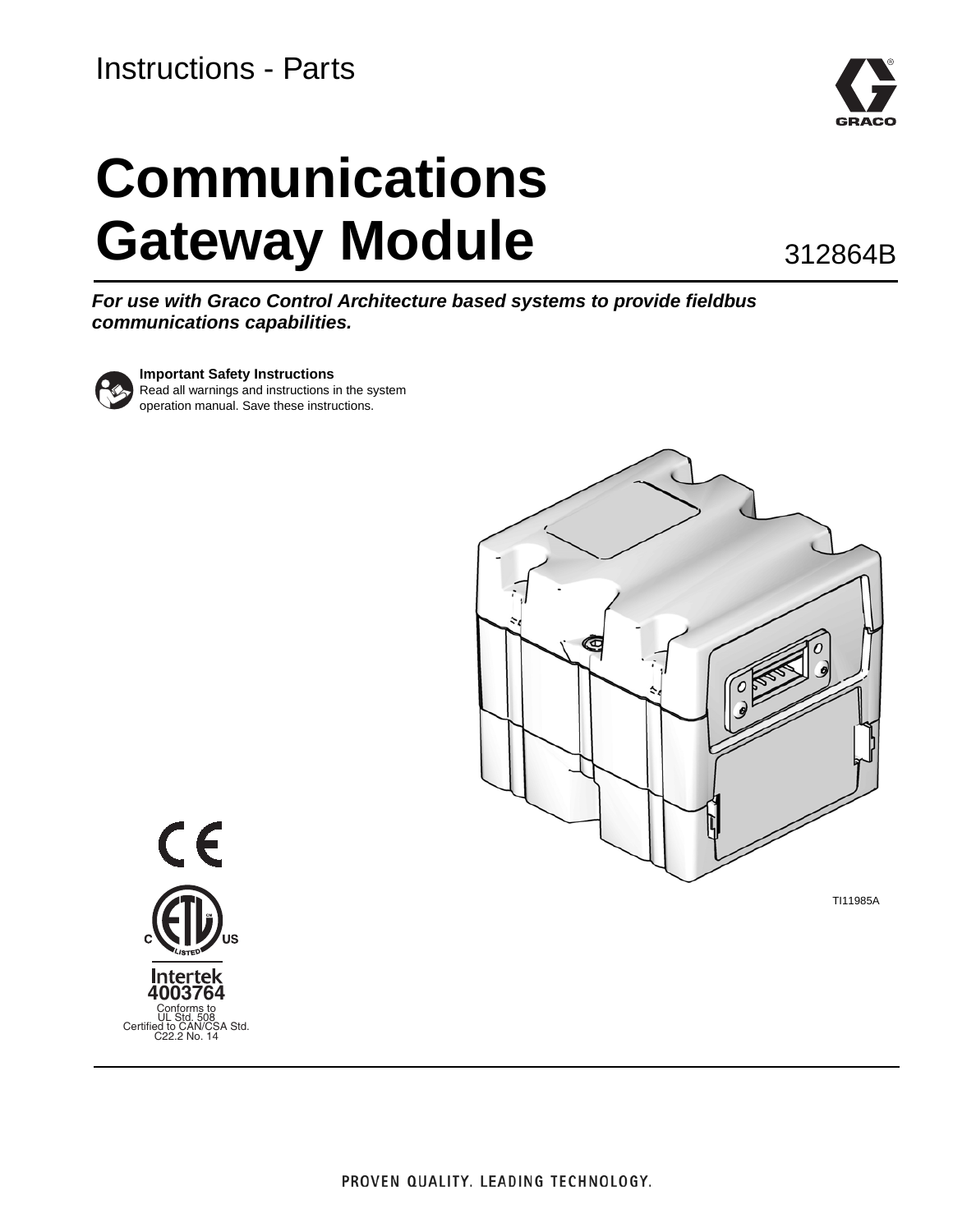Instructions - Parts

# Communications Gateway Module

312864B

***For use with Graco Control Architecture based systems to provide fieldbus communications capabilities.***

**Important Safety Instructions**
Read all warnings and instructions in the system operation manual. Save these instructions.

TI11985A

Intertek
4003764
Conforms to
UL Std. 508
Certified to CAN/CSA Std.
C22.2 No. 14

PROVEN QUALITY. LEADING TECHNOLOGY.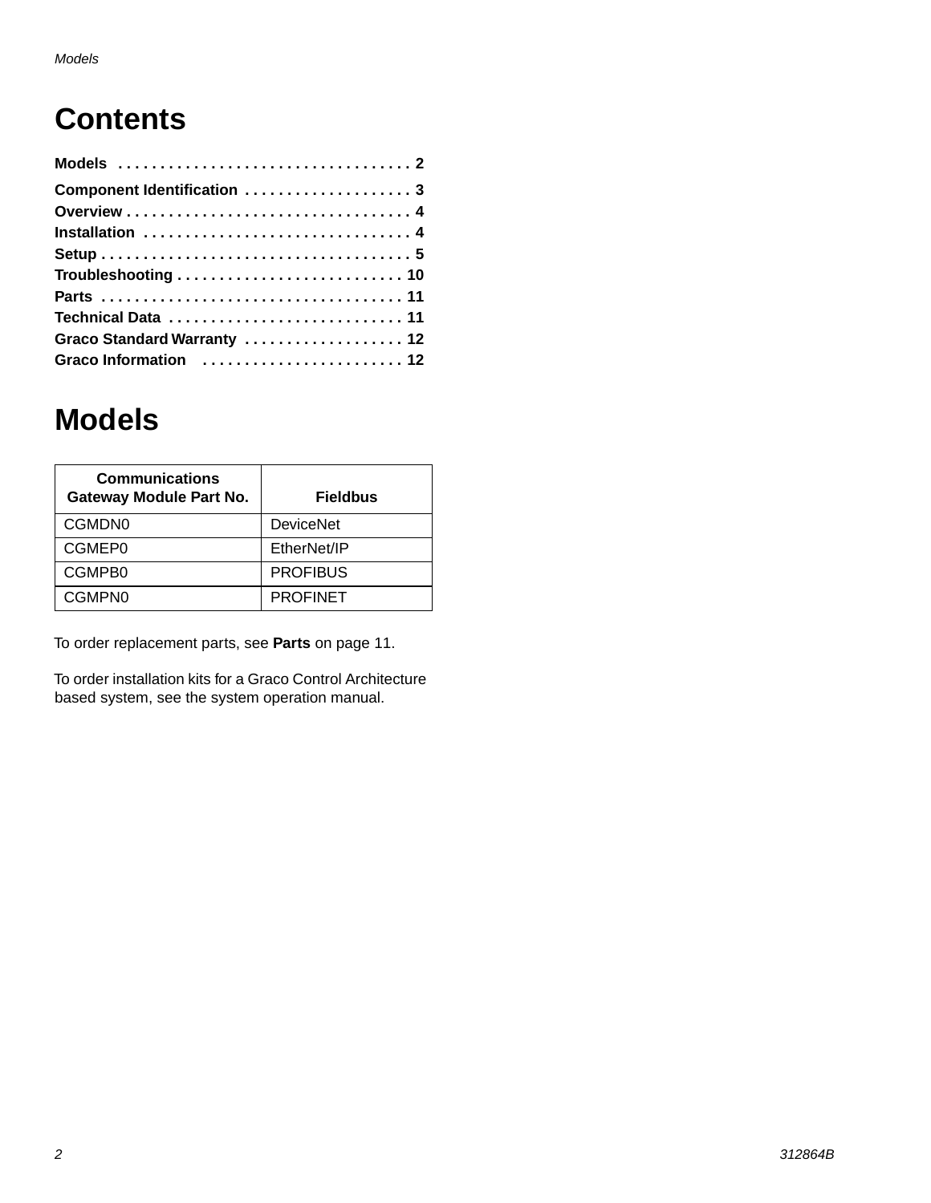# Contents

**Models** . . . . . . . . . . . . . . . . . . . . . . . . . . . . . . . . . . . 2
**Component Identification** . . . . . . . . . . . . . . . . . . . . 3
**Overview** . . . . . . . . . . . . . . . . . . . . . . . . . . . . . . . . . . 4
**Installation** . . . . . . . . . . . . . . . . . . . . . . . . . . . . . . . . 4
**Setup** . . . . . . . . . . . . . . . . . . . . . . . . . . . . . . . . . . . . . 5
**Troubleshooting** . . . . . . . . . . . . . . . . . . . . . . . . . . . 10
**Parts** . . . . . . . . . . . . . . . . . . . . . . . . . . . . . . . . . . . . 11
**Technical Data** . . . . . . . . . . . . . . . . . . . . . . . . . . . . 11
**Graco Standard Warranty** . . . . . . . . . . . . . . . . . . . 12
**Graco Information** . . . . . . . . . . . . . . . . . . . . . . . . 12

# Models

| Communications Gateway Module Part No. | Fieldbus |
|---|---|
| CGMDN0 | DeviceNet |
| CGMEP0 | EtherNet/IP |
| CGMPB0 | PROFIBUS |
| CGMPN0 | PROFINET |

To order replacement parts, see **Parts** on page 11.

To order installation kits for a Graco Control Architecture based system, see the system operation manual.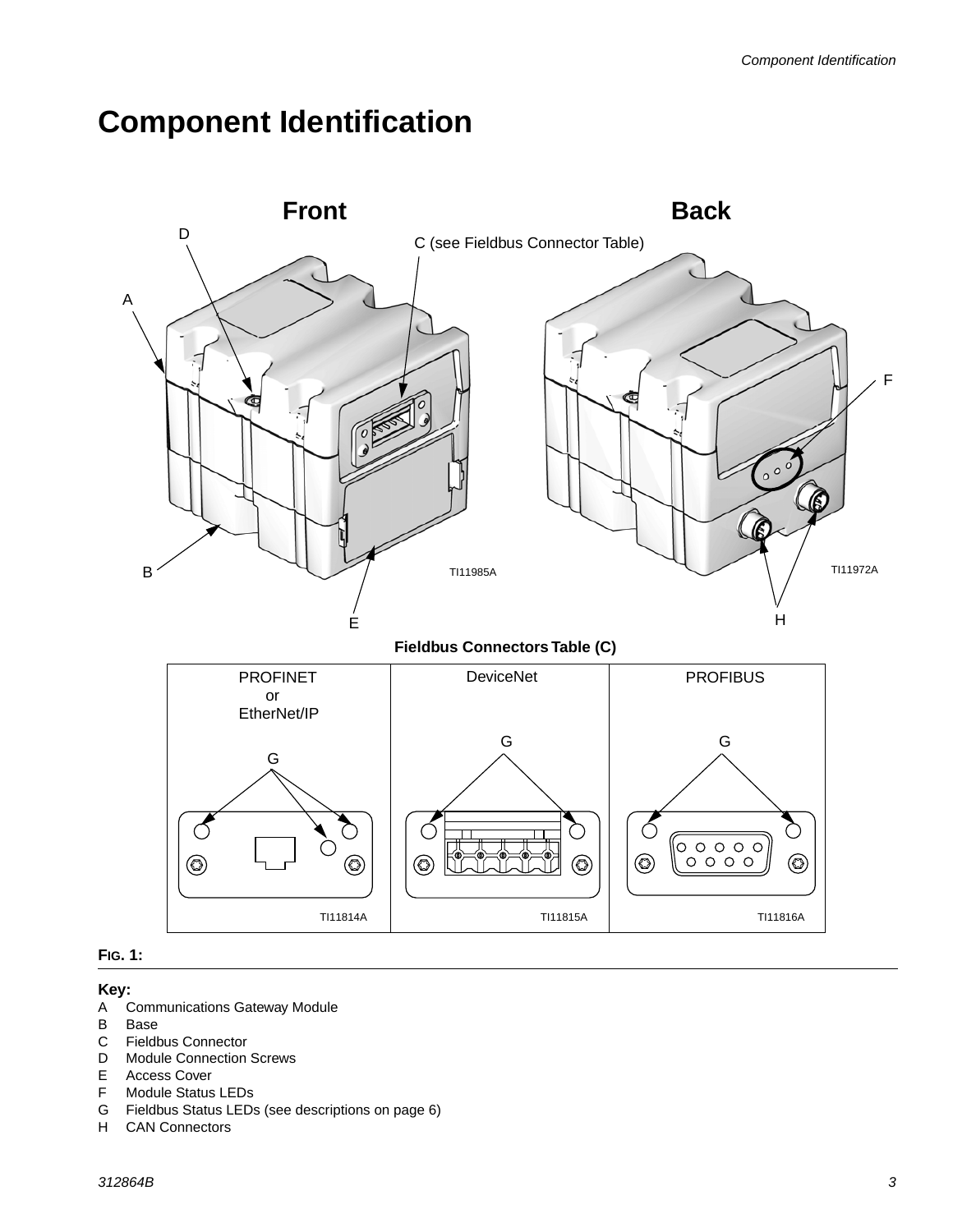# Component Identification

**Front**

**Back**

**Fieldbus Connectors Table (C)**

| PROFINET or EtherNet/IP | DeviceNet | PROFIBUS |
|---|---|---|
| G | G | G |
| TI11814A | TI11815A | TI11816A |

**FIG. 1:**

**Key:**

- A Communications Gateway Module
- B Base
- C Fieldbus Connector
- D Module Connection Screws
- E Access Cover
- F Module Status LEDs
- G Fieldbus Status LEDs (see descriptions on page 6)
- H CAN Connectors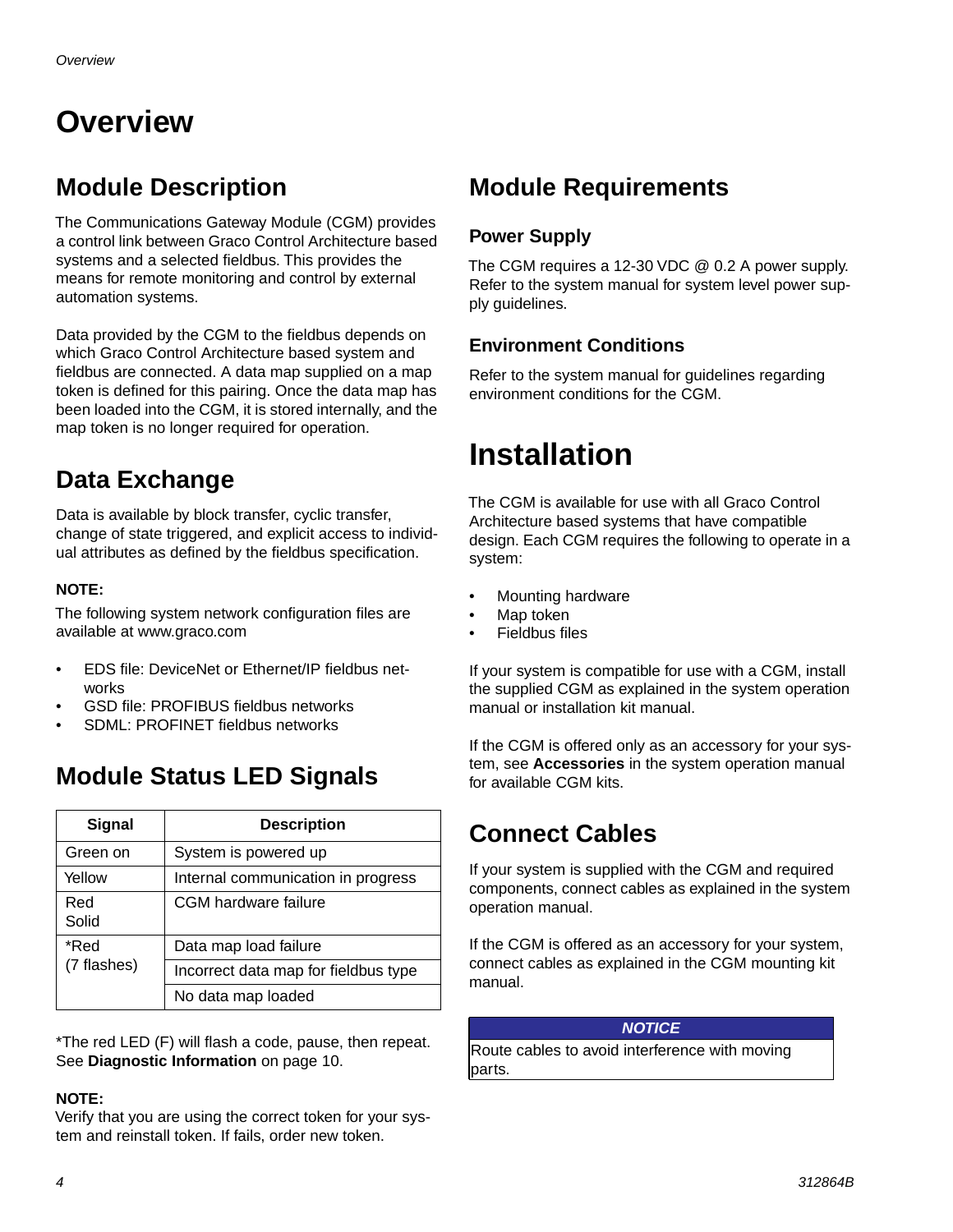# Overview

## Module Description

The Communications Gateway Module (CGM) provides a control link between Graco Control Architecture based systems and a selected fieldbus. This provides the means for remote monitoring and control by external automation systems.

Data provided by the CGM to the fieldbus depends on which Graco Control Architecture based system and fieldbus are connected. A data map supplied on a map token is defined for this pairing. Once the data map has been loaded into the CGM, it is stored internally, and the map token is no longer required for operation.

## Data Exchange

Data is available by block transfer, cyclic transfer, change of state triggered, and explicit access to individual attributes as defined by the fieldbus specification.

**NOTE:**

The following system network configuration files are available at www.graco.com

- EDS file: DeviceNet or Ethernet/IP fieldbus networks
- GSD file: PROFIBUS fieldbus networks
- SDML: PROFINET fieldbus networks

## Module Status LED Signals

| Signal | Description |
| --- | --- |
| Green on | System is powered up |
| Yellow | Internal communication in progress |
| Red Solid | CGM hardware failure |
| *Red (7 flashes) | Data map load failure |
| | Incorrect data map for fieldbus type |
| | No data map loaded |

*The red LED (F) will flash a code, pause, then repeat. See **Diagnostic Information** on page 10.

**NOTE:**
Verify that you are using the correct token for your system and reinstall token. If fails, order new token.

## Module Requirements

### Power Supply

The CGM requires a 12-30 VDC @ 0.2 A power supply. Refer to the system manual for system level power supply guidelines.

### Environment Conditions

Refer to the system manual for guidelines regarding environment conditions for the CGM.

# Installation

The CGM is available for use with all Graco Control Architecture based systems that have compatible design. Each CGM requires the following to operate in a system:

- Mounting hardware
- Map token
- Fieldbus files

If your system is compatible for use with a CGM, install the supplied CGM as explained in the system operation manual or installation kit manual.

If the CGM is offered only as an accessory for your system, see **Accessories** in the system operation manual for available CGM kits.

## Connect Cables

If your system is supplied with the CGM and required components, connect cables as explained in the system operation manual.

If the CGM is offered as an accessory for your system, connect cables as explained in the CGM mounting kit manual.

| *NOTICE* |
| --- |
| Route cables to avoid interference with moving parts. |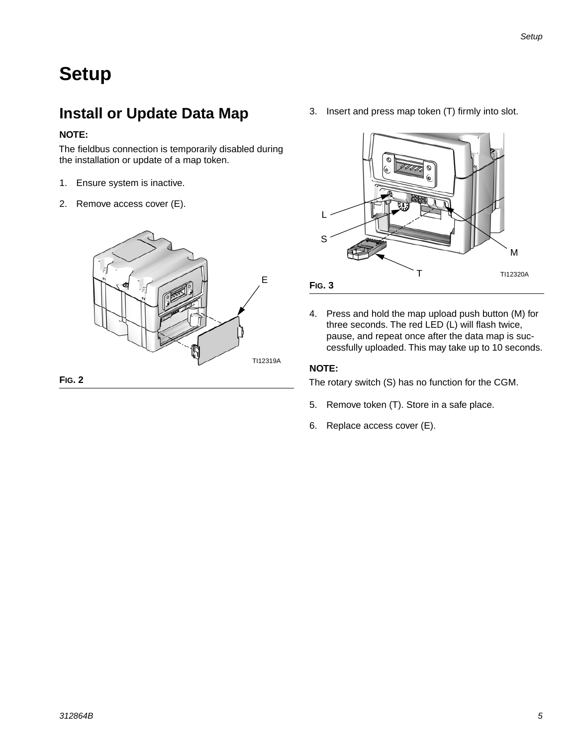# Setup

## Install or Update Data Map

**NOTE:**

The fieldbus connection is temporarily disabled during the installation or update of a map token.

1. Ensure system is inactive.
2. Remove access cover (E).

**FIG. 2**

3. Insert and press map token (T) firmly into slot.

**FIG. 3**

4. Press and hold the map upload push button (M) for three seconds. The red LED (L) will flash twice, pause, and repeat once after the data map is successfully uploaded. This may take up to 10 seconds.

**NOTE:**

The rotary switch (S) has no function for the CGM.

5. Remove token (T). Store in a safe place.
6. Replace access cover (E).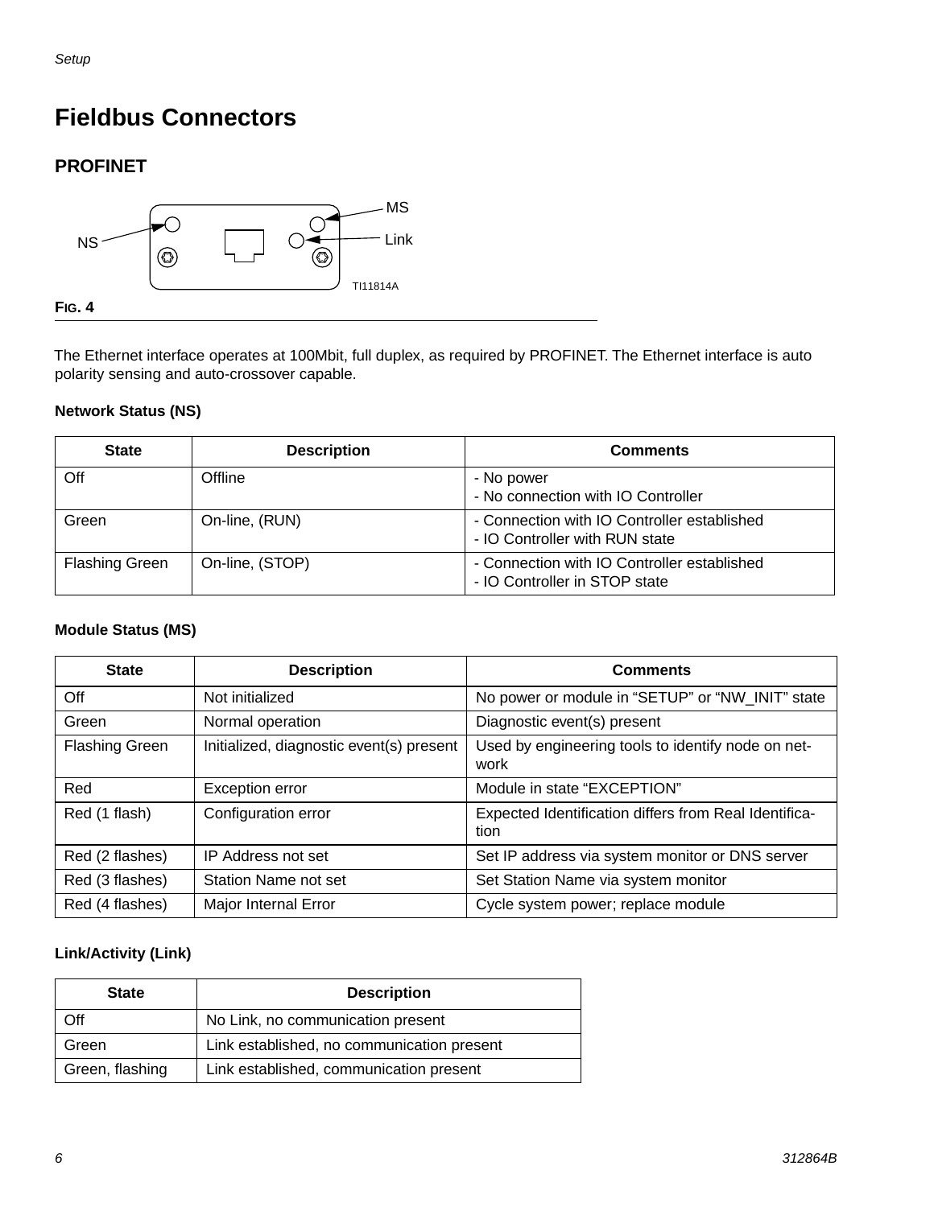# Fieldbus Connectors

## PROFINET

**FIG. 4**

The Ethernet interface operates at 100Mbit, full duplex, as required by PROFINET. The Ethernet interface is auto polarity sensing and auto-crossover capable.

**Network Status (NS)**

| State | Description | Comments |
|---|---|---|
| Off | Offline | - No power<br>- No connection with IO Controller |
| Green | On-line, (RUN) | - Connection with IO Controller established<br>- IO Controller with RUN state |
| Flashing Green | On-line, (STOP) | - Connection with IO Controller established<br>- IO Controller in STOP state |

**Module Status (MS)**

| State | Description | Comments |
|---|---|---|
| Off | Not initialized | No power or module in “SETUP” or “NW_INIT” state |
| Green | Normal operation | Diagnostic event(s) present |
| Flashing Green | Initialized, diagnostic event(s) present | Used by engineering tools to identify node on network |
| Red | Exception error | Module in state “EXCEPTION” |
| Red (1 flash) | Configuration error | Expected Identification differs from Real Identification |
| Red (2 flashes) | IP Address not set | Set IP address via system monitor or DNS server |
| Red (3 flashes) | Station Name not set | Set Station Name via system monitor |
| Red (4 flashes) | Major Internal Error | Cycle system power; replace module |

**Link/Activity (Link)**

| State | Description |
|---|---|
| Off | No Link, no communication present |
| Green | Link established, no communication present |
| Green, flashing | Link established, communication present |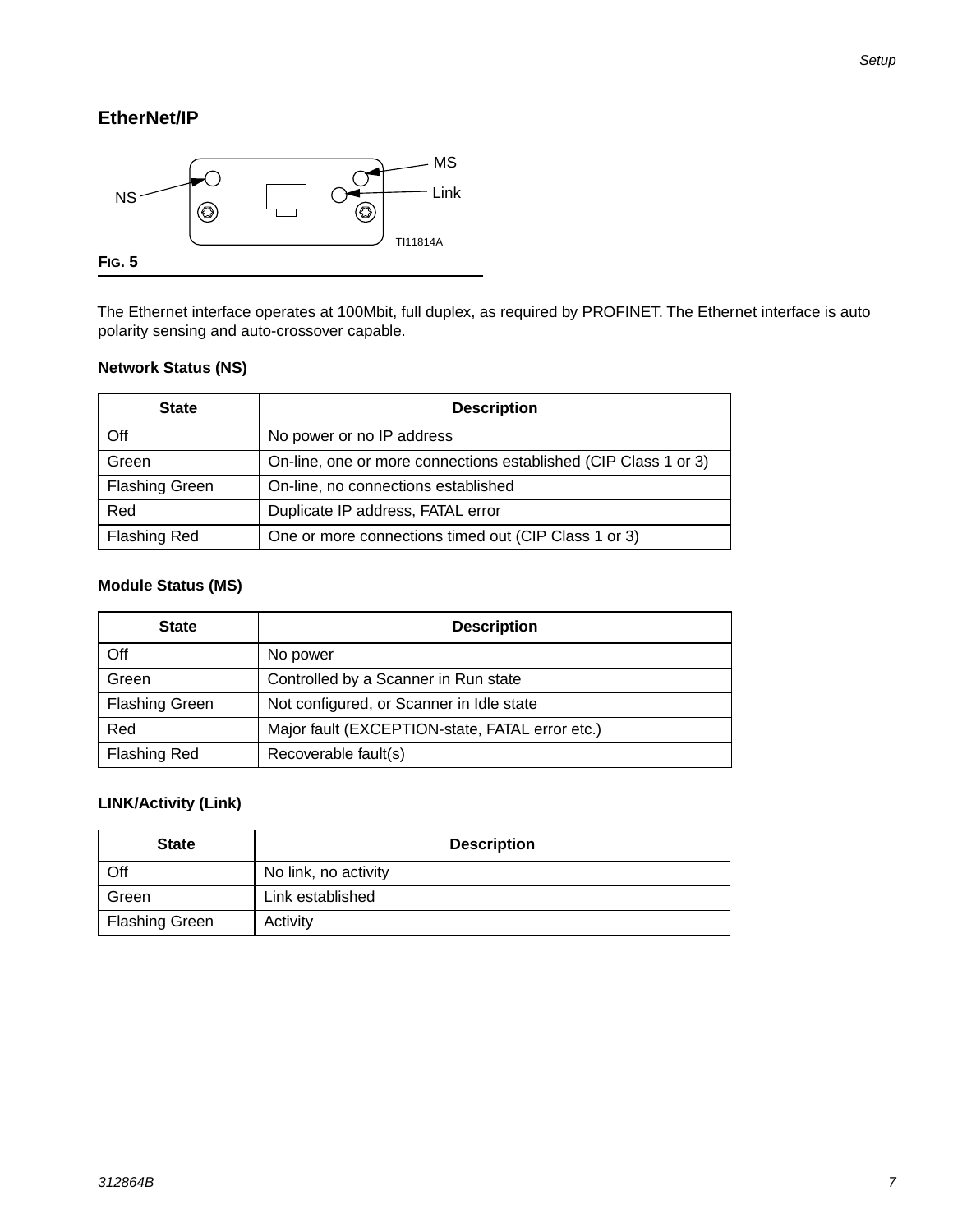## EtherNet/IP

**FIG. 5**

The Ethernet interface operates at 100Mbit, full duplex, as required by PROFINET. The Ethernet interface is auto polarity sensing and auto-crossover capable.

### Network Status (NS)

| State | Description |
|---|---|
| Off | No power or no IP address |
| Green | On-line, one or more connections established (CIP Class 1 or 3) |
| Flashing Green | On-line, no connections established |
| Red | Duplicate IP address, FATAL error |
| Flashing Red | One or more connections timed out (CIP Class 1 or 3) |

### Module Status (MS)

| State | Description |
|---|---|
| Off | No power |
| Green | Controlled by a Scanner in Run state |
| Flashing Green | Not configured, or Scanner in Idle state |
| Red | Major fault (EXCEPTION-state, FATAL error etc.) |
| Flashing Red | Recoverable fault(s) |

### LINK/Activity (Link)

| State | Description |
|---|---|
| Off | No link, no activity |
| Green | Link established |
| Flashing Green | Activity |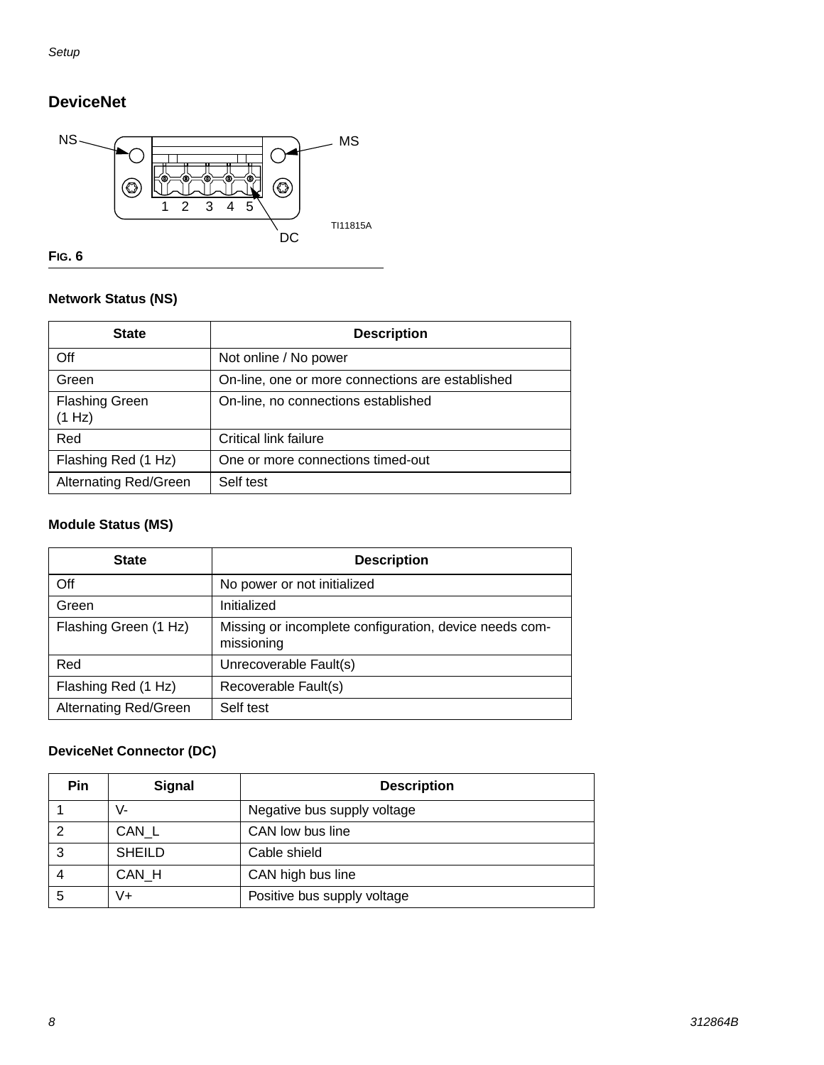## DeviceNet

NS MS

1 2 3 4 5

DC

TI11815A

**FIG. 6**

### Network Status (NS)

| State | Description |
| --- | --- |
| Off | Not online / No power |
| Green | On-line, one or more connections are established |
| Flashing Green (1 Hz) | On-line, no connections established |
| Red | Critical link failure |
| Flashing Red (1 Hz) | One or more connections timed-out |
| Alternating Red/Green | Self test |

### Module Status (MS)

| State | Description |
| --- | --- |
| Off | No power or not initialized |
| Green | Initialized |
| Flashing Green (1 Hz) | Missing or incomplete configuration, device needs commissioning |
| Red | Unrecoverable Fault(s) |
| Flashing Red (1 Hz) | Recoverable Fault(s) |
| Alternating Red/Green | Self test |

### DeviceNet Connector (DC)

| Pin | Signal | Description |
| --- | --- | --- |
| 1 | V- | Negative bus supply voltage |
| 2 | CAN_L | CAN low bus line |
| 3 | SHEILD | Cable shield |
| 4 | CAN_H | CAN high bus line |
| 5 | V+ | Positive bus supply voltage |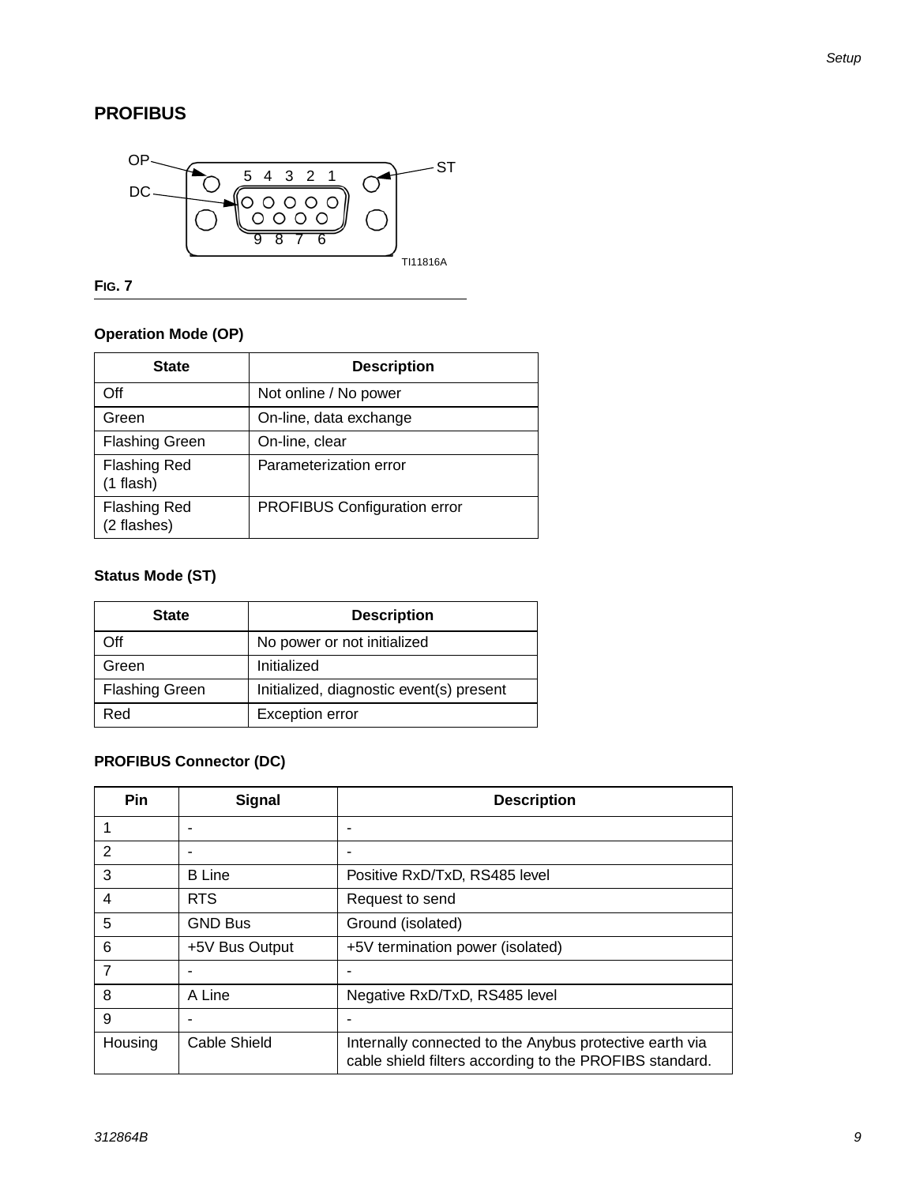## PROFIBUS

FIG. 7

### Operation Mode (OP)

| State | Description |
| --- | --- |
| Off | Not online / No power |
| Green | On-line, data exchange |
| Flashing Green | On-line, clear |
| Flashing Red (1 flash) | Parameterization error |
| Flashing Red (2 flashes) | PROFIBUS Configuration error |

### Status Mode (ST)

| State | Description |
| --- | --- |
| Off | No power or not initialized |
| Green | Initialized |
| Flashing Green | Initialized, diagnostic event(s) present |
| Red | Exception error |

### PROFIBUS Connector (DC)

| Pin | Signal | Description |
| --- | --- | --- |
| 1 | - | - |
| 2 | - | - |
| 3 | B Line | Positive RxD/TxD, RS485 level |
| 4 | RTS | Request to send |
| 5 | GND Bus | Ground (isolated) |
| 6 | +5V Bus Output | +5V termination power (isolated) |
| 7 | - | - |
| 8 | A Line | Negative RxD/TxD, RS485 level |
| 9 | - | - |
| Housing | Cable Shield | Internally connected to the Anybus protective earth via cable shield filters according to the PROFIBS standard. |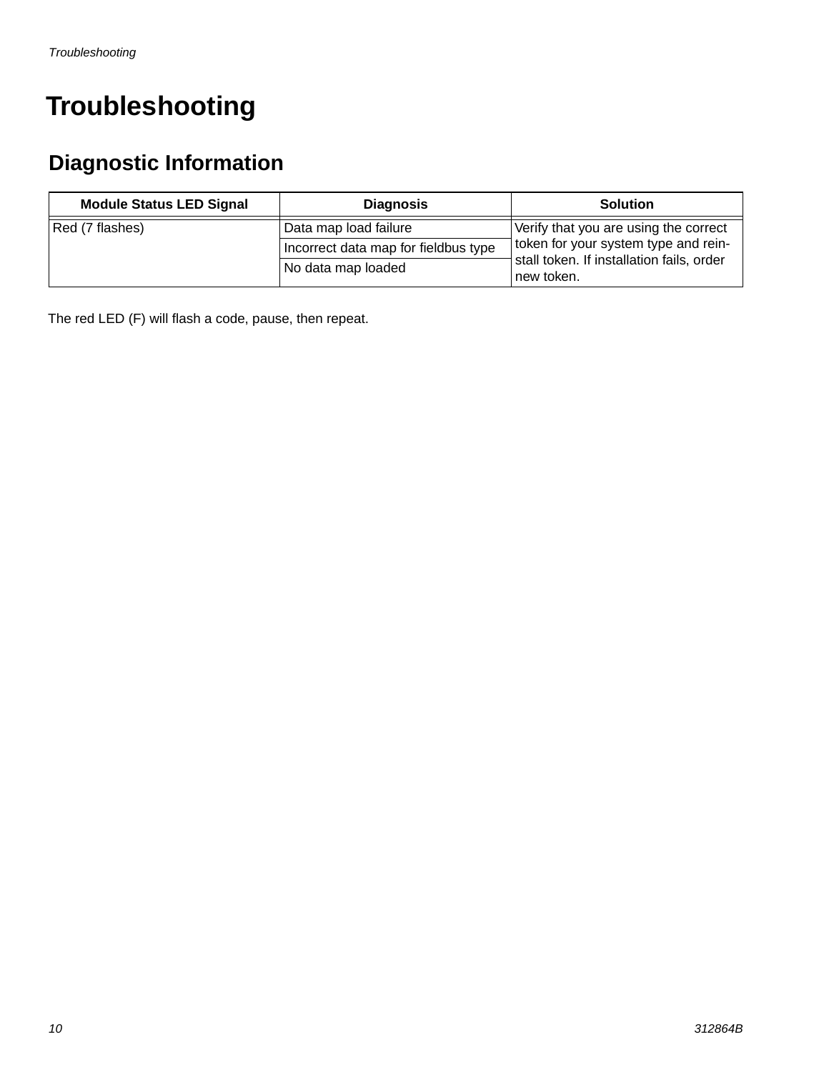# Troubleshooting

## Diagnostic Information

| Module Status LED Signal | Diagnosis | Solution |
| --- | --- | --- |
| Red (7 flashes) | Data map load failure | Verify that you are using the correct token for your system type and reinstall token. If installation fails, order new token. |
| | Incorrect data map for fieldbus type | |
| | No data map loaded | |

The red LED (F) will flash a code, pause, then repeat.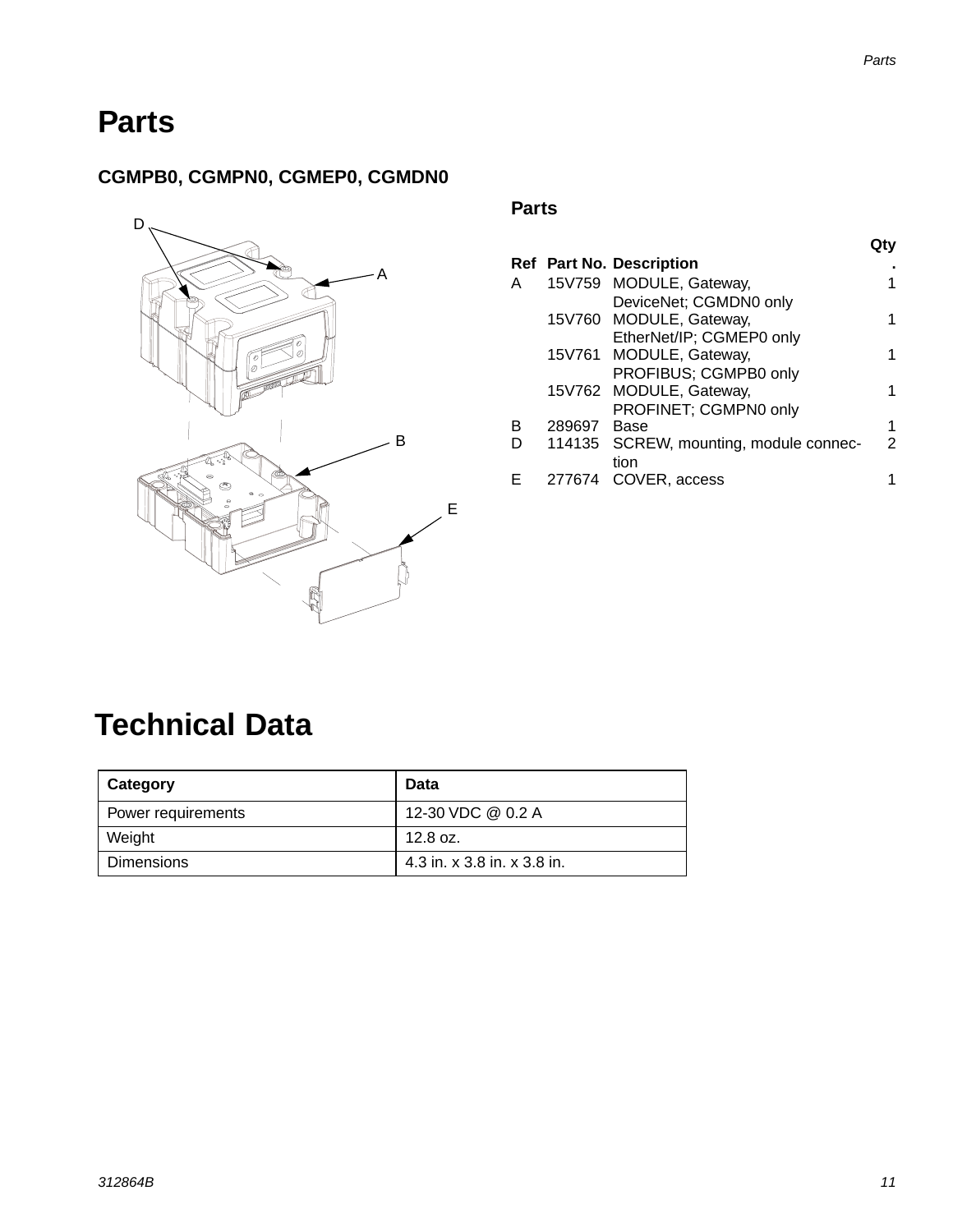# Parts

## CGMPB0, CGMPN0, CGMEP0, CGMDN0

### Parts

| Ref | Part No. | Description | Qty. |
|---|---|---|---|
| A | 15V759 | MODULE, Gateway, DeviceNet; CGMDN0 only | 1 |
| | 15V760 | MODULE, Gateway, EtherNet/IP; CGMEP0 only | 1 |
| | 15V761 | MODULE, Gateway, PROFIBUS; CGMPB0 only | 1 |
| | 15V762 | MODULE, Gateway, PROFINET; CGMPN0 only | 1 |
| B | 289697 | Base | 1 |
| D | 114135 | SCREW, mounting, module connection | 2 |
| E | 277674 | COVER, access | 1 |

# Technical Data

| Category | Data |
|---|---|
| Power requirements | 12-30 VDC @ 0.2 A |
| Weight | 12.8 oz. |
| Dimensions | 4.3 in. x 3.8 in. x 3.8 in. |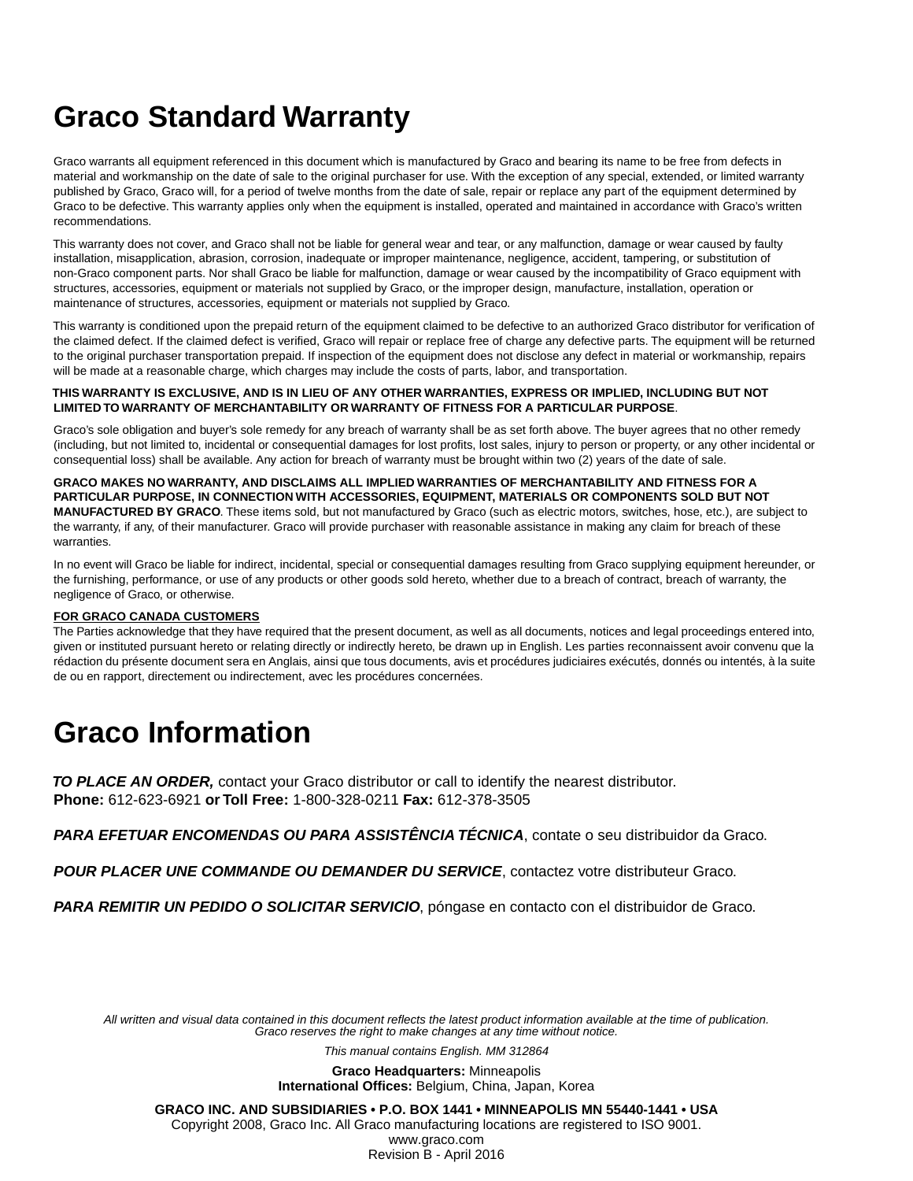# Graco Standard Warranty

Graco warrants all equipment referenced in this document which is manufactured by Graco and bearing its name to be free from defects in material and workmanship on the date of sale to the original purchaser for use. With the exception of any special, extended, or limited warranty published by Graco, Graco will, for a period of twelve months from the date of sale, repair or replace any part of the equipment determined by Graco to be defective. This warranty applies only when the equipment is installed, operated and maintained in accordance with Graco's written recommendations.

This warranty does not cover, and Graco shall not be liable for general wear and tear, or any malfunction, damage or wear caused by faulty installation, misapplication, abrasion, corrosion, inadequate or improper maintenance, negligence, accident, tampering, or substitution of non-Graco component parts. Nor shall Graco be liable for malfunction, damage or wear caused by the incompatibility of Graco equipment with structures, accessories, equipment or materials not supplied by Graco, or the improper design, manufacture, installation, operation or maintenance of structures, accessories, equipment or materials not supplied by Graco.

This warranty is conditioned upon the prepaid return of the equipment claimed to be defective to an authorized Graco distributor for verification of the claimed defect. If the claimed defect is verified, Graco will repair or replace free of charge any defective parts. The equipment will be returned to the original purchaser transportation prepaid. If inspection of the equipment does not disclose any defect in material or workmanship, repairs will be made at a reasonable charge, which charges may include the costs of parts, labor, and transportation.

**THIS WARRANTY IS EXCLUSIVE, AND IS IN LIEU OF ANY OTHER WARRANTIES, EXPRESS OR IMPLIED, INCLUDING BUT NOT LIMITED TO WARRANTY OF MERCHANTABILITY OR WARRANTY OF FITNESS FOR A PARTICULAR PURPOSE**.

Graco's sole obligation and buyer's sole remedy for any breach of warranty shall be as set forth above. The buyer agrees that no other remedy (including, but not limited to, incidental or consequential damages for lost profits, lost sales, injury to person or property, or any other incidental or consequential loss) shall be available. Any action for breach of warranty must be brought within two (2) years of the date of sale.

**GRACO MAKES NO WARRANTY, AND DISCLAIMS ALL IMPLIED WARRANTIES OF MERCHANTABILITY AND FITNESS FOR A PARTICULAR PURPOSE, IN CONNECTION WITH ACCESSORIES, EQUIPMENT, MATERIALS OR COMPONENTS SOLD BUT NOT MANUFACTURED BY GRACO**. These items sold, but not manufactured by Graco (such as electric motors, switches, hose, etc.), are subject to the warranty, if any, of their manufacturer. Graco will provide purchaser with reasonable assistance in making any claim for breach of these warranties.

In no event will Graco be liable for indirect, incidental, special or consequential damages resulting from Graco supplying equipment hereunder, or the furnishing, performance, or use of any products or other goods sold hereto, whether due to a breach of contract, breach of warranty, the negligence of Graco, or otherwise.

**FOR GRACO CANADA CUSTOMERS**

The Parties acknowledge that they have required that the present document, as well as all documents, notices and legal proceedings entered into, given or instituted pursuant hereto or relating directly or indirectly hereto, be drawn up in English. Les parties reconnaissent avoir convenu que la rédaction du présente document sera en Anglais, ainsi que tous documents, avis et procédures judiciaires exécutés, donnés ou intentés, à la suite de ou en rapport, directement ou indirectement, avec les procédures concernées.

# Graco Information

***TO PLACE AN ORDER,*** contact your Graco distributor or call to identify the nearest distributor.
**Phone:** 612-623-6921 **or Toll Free:** 1-800-328-0211 **Fax:** 612-378-3505

***PARA EFETUAR ENCOMENDAS OU PARA ASSISTÊNCIA TÉCNICA***, contate o seu distribuidor da Graco.

***POUR PLACER UNE COMMANDE OU DEMANDER DU SERVICE***, contactez votre distributeur Graco.

***PARA REMITIR UN PEDIDO O SOLICITAR SERVICIO***, póngase en contacto con el distribuidor de Graco.

*All written and visual data contained in this document reflects the latest product information available at the time of publication. Graco reserves the right to make changes at any time without notice.*

*This manual contains English. MM 312864*

**Graco Headquarters:** Minneapolis
**International Offices:** Belgium, China, Japan, Korea

**GRACO INC. AND SUBSIDIARIES • P.O. BOX 1441 • MINNEAPOLIS MN 55440-1441 • USA**
Copyright 2008, Graco Inc. All Graco manufacturing locations are registered to ISO 9001.
www.graco.com
Revision B - April 2016